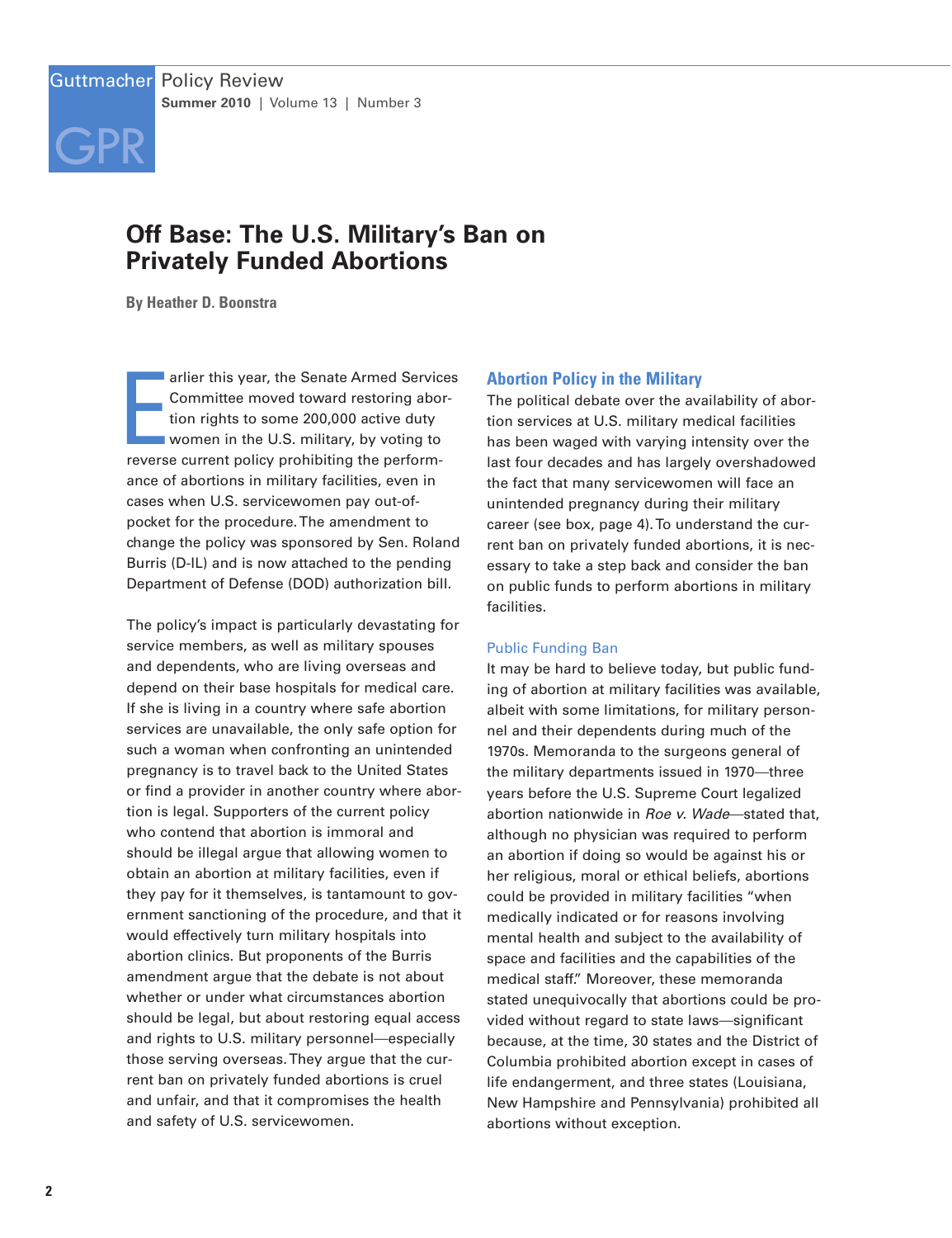# Off Base: The U.S. Military's Ban on Privately Funded Abortions

**By Heather D. Boonstra**

Earlier this year, the Senate Armed Services Committee moved toward restoring abortion rights to some 200,000 active duty women in the U.S. military, by voting to reverse current policy prohibiting the performance of abortions in military facilities, even in cases when U.S. servicewomen pay out-of-pocket for the procedure. The amendment to change the policy was sponsored by Sen. Roland Burris (D-IL) and is now attached to the pending Department of Defense (DOD) authorization bill.

The policy's impact is particularly devastating for service members, as well as military spouses and dependents, who are living overseas and depend on their base hospitals for medical care. If she is living in a country where safe abortion services are unavailable, the only safe option for such a woman when confronting an unintended pregnancy is to travel back to the United States or find a provider in another country where abortion is legal. Supporters of the current policy who contend that abortion is immoral and should be illegal argue that allowing women to obtain an abortion at military facilities, even if they pay for it themselves, is tantamount to government sanctioning of the procedure, and that it would effectively turn military hospitals into abortion clinics. But proponents of the Burris amendment argue that the debate is not about whether or under what circumstances abortion should be legal, but about restoring equal access and rights to U.S. military personnel—especially those serving overseas. They argue that the current ban on privately funded abortions is cruel and unfair, and that it compromises the health and safety of U.S. servicewomen.

## Abortion Policy in the Military

The political debate over the availability of abortion services at U.S. military medical facilities has been waged with varying intensity over the last four decades and has largely overshadowed the fact that many servicewomen will face an unintended pregnancy during their military career (see box, page 4). To understand the current ban on privately funded abortions, it is necessary to take a step back and consider the ban on public funds to perform abortions in military facilities.

### Public Funding Ban

It may be hard to believe today, but public funding of abortion at military facilities was available, albeit with some limitations, for military personnel and their dependents during much of the 1970s. Memoranda to the surgeons general of the military departments issued in 1970—three years before the U.S. Supreme Court legalized abortion nationwide in *Roe v. Wade*—stated that, although no physician was required to perform an abortion if doing so would be against his or her religious, moral or ethical beliefs, abortions could be provided in military facilities "when medically indicated or for reasons involving mental health and subject to the availability of space and facilities and the capabilities of the medical staff." Moreover, these memoranda stated unequivocally that abortions could be provided without regard to state laws—significant because, at the time, 30 states and the District of Columbia prohibited abortion except in cases of life endangerment, and three states (Louisiana, New Hampshire and Pennsylvania) prohibited all abortions without exception.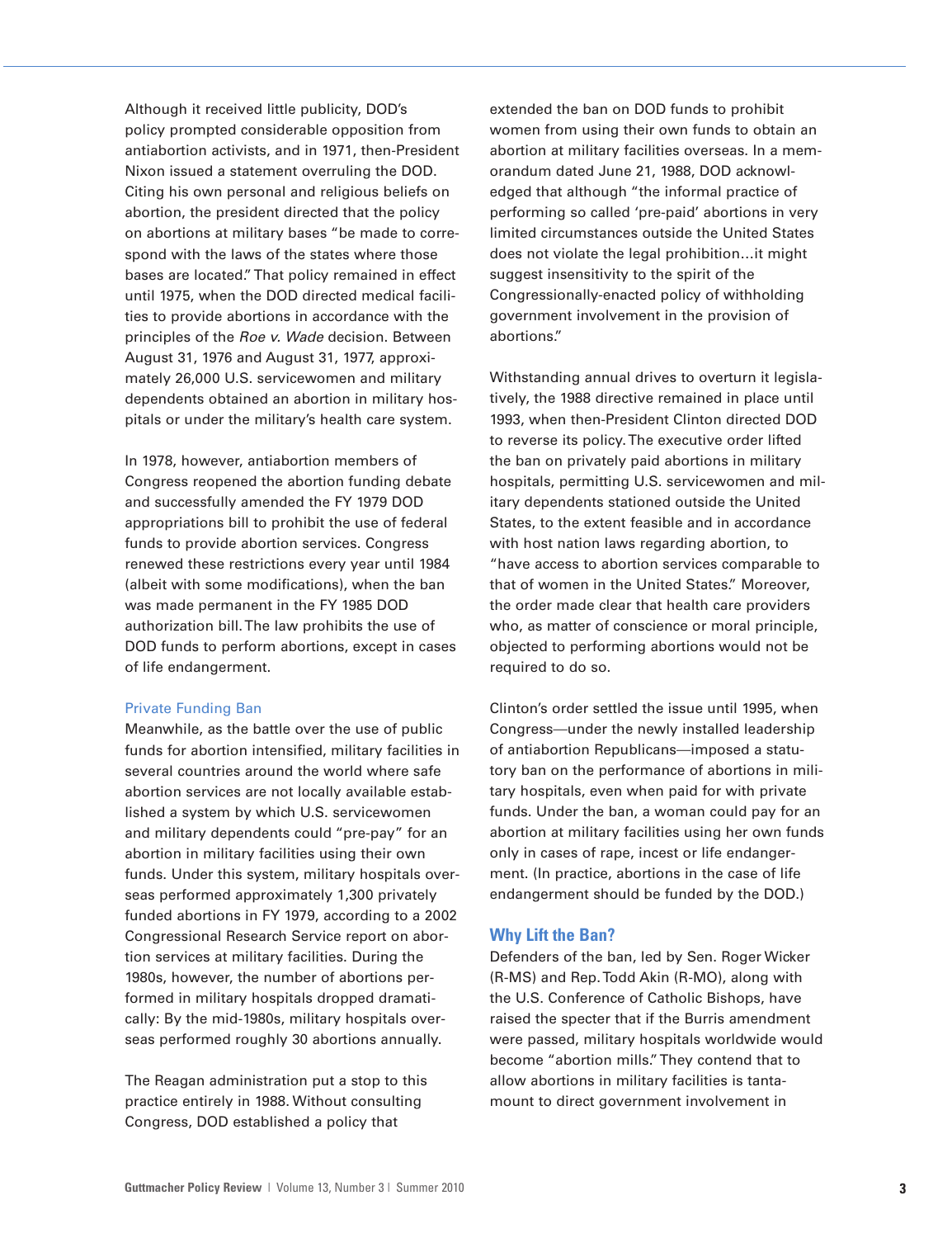Although it received little publicity, DOD's policy prompted considerable opposition from antiabortion activists, and in 1971, then-President Nixon issued a statement overruling the DOD. Citing his own personal and religious beliefs on abortion, the president directed that the policy on abortions at military bases "be made to correspond with the laws of the states where those bases are located." That policy remained in effect until 1975, when the DOD directed medical facilities to provide abortions in accordance with the principles of the *Roe v. Wade* decision. Between August 31, 1976 and August 31, 1977, approximately 26,000 U.S. servicewomen and military dependents obtained an abortion in military hospitals or under the military's health care system.

In 1978, however, antiabortion members of Congress reopened the abortion funding debate and successfully amended the FY 1979 DOD appropriations bill to prohibit the use of federal funds to provide abortion services. Congress renewed these restrictions every year until 1984 (albeit with some modifications), when the ban was made permanent in the FY 1985 DOD authorization bill. The law prohibits the use of DOD funds to perform abortions, except in cases of life endangerment.

### Private Funding Ban

Meanwhile, as the battle over the use of public funds for abortion intensified, military facilities in several countries around the world where safe abortion services are not locally available established a system by which U.S. servicewomen and military dependents could "pre-pay" for an abortion in military facilities using their own funds. Under this system, military hospitals overseas performed approximately 1,300 privately funded abortions in FY 1979, according to a 2002 Congressional Research Service report on abortion services at military facilities. During the 1980s, however, the number of abortions performed in military hospitals dropped dramatically: By the mid-1980s, military hospitals overseas performed roughly 30 abortions annually.

The Reagan administration put a stop to this practice entirely in 1988. Without consulting Congress, DOD established a policy that extended the ban on DOD funds to prohibit women from using their own funds to obtain an abortion at military facilities overseas. In a memorandum dated June 21, 1988, DOD acknowledged that although "the informal practice of performing so called 'pre-paid' abortions in very limited circumstances outside the United States does not violate the legal prohibition…it might suggest insensitivity to the spirit of the Congressionally-enacted policy of withholding government involvement in the provision of abortions."

Withstanding annual drives to overturn it legislatively, the 1988 directive remained in place until 1993, when then-President Clinton directed DOD to reverse its policy. The executive order lifted the ban on privately paid abortions in military hospitals, permitting U.S. servicewomen and military dependents stationed outside the United States, to the extent feasible and in accordance with host nation laws regarding abortion, to "have access to abortion services comparable to that of women in the United States." Moreover, the order made clear that health care providers who, as matter of conscience or moral principle, objected to performing abortions would not be required to do so.

Clinton's order settled the issue until 1995, when Congress—under the newly installed leadership of antiabortion Republicans—imposed a statutory ban on the performance of abortions in military hospitals, even when paid for with private funds. Under the ban, a woman could pay for an abortion at military facilities using her own funds only in cases of rape, incest or life endangerment. (In practice, abortions in the case of life endangerment should be funded by the DOD.)

## Why Lift the Ban?

Defenders of the ban, led by Sen. Roger Wicker (R-MS) and Rep. Todd Akin (R-MO), along with the U.S. Conference of Catholic Bishops, have raised the specter that if the Burris amendment were passed, military hospitals worldwide would become "abortion mills." They contend that to allow abortions in military facilities is tantamount to direct government involvement in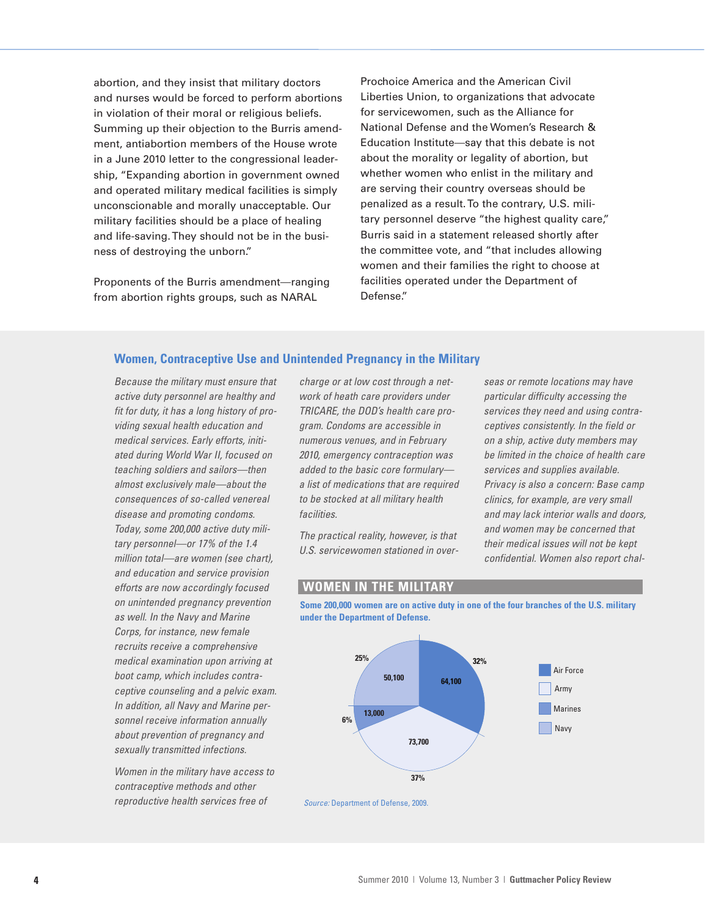abortion, and they insist that military doctors and nurses would be forced to perform abortions in violation of their moral or religious beliefs. Summing up their objection to the Burris amendment, antiabortion members of the House wrote in a June 2010 letter to the congressional leadership, "Expanding abortion in government owned and operated military medical facilities is simply unconscionable and morally unacceptable. Our military facilities should be a place of healing and life-saving. They should not be in the business of destroying the unborn."

Proponents of the Burris amendment—ranging from abortion rights groups, such as NARAL Prochoice America and the American Civil Liberties Union, to organizations that advocate for servicewomen, such as the Alliance for National Defense and the Women's Research & Education Institute—say that this debate is not about the morality or legality of abortion, but whether women who enlist in the military and are serving their country overseas should be penalized as a result. To the contrary, U.S. military personnel deserve "the highest quality care," Burris said in a statement released shortly after the committee vote, and "that includes allowing women and their families the right to choose at facilities operated under the Department of Defense."

## Women, Contraceptive Use and Unintended Pregnancy in the Military

*Because the military must ensure that active duty personnel are healthy and fit for duty, it has a long history of providing sexual health education and medical services. Early efforts, initiated during World War II, focused on teaching soldiers and sailors—then almost exclusively male—about the consequences of so-called venereal disease and promoting condoms. Today, some 200,000 active duty military personnel—or 17% of the 1.4 million total—are women (see chart), and education and service provision efforts are now accordingly focused on unintended pregnancy prevention as well. In the Navy and Marine Corps, for instance, new female recruits receive a comprehensive medical examination upon arriving at boot camp, which includes contraceptive counseling and a pelvic exam. In addition, all Navy and Marine personnel receive information annually about prevention of pregnancy and sexually transmitted infections.*

*Women in the military have access to contraceptive methods and other reproductive health services free of charge or at low cost through a network of heath care providers under TRICARE, the DOD's health care program. Condoms are accessible in numerous venues, and in February 2010, emergency contraception was added to the basic core formulary—a list of medications that are required to be stocked at all military health facilities.*

*The practical reality, however, is that U.S. servicewomen stationed in overseas or remote locations may have particular difficulty accessing the services they need and using contraceptives consistently. In the field or on a ship, active duty members may be limited in the choice of health care services and supplies available. Privacy is also a concern: Base camp clinics, for example, are very small and may lack interior walls and doors, and women may be concerned that their medical issues will not be kept confidential. Women also report chal-*

### WOMEN IN THE MILITARY

**Some 200,000 women are on active duty in one of the four branches of the U.S. military under the Department of Defense.**

| Branch | Number | Percent |
|---|---|---|
| Air Force | 64,100 | 32% |
| Army | 73,700 | 37% |
| Marines | 13,000 | 6% |
| Navy | 50,100 | 25% |

*Source:* Department of Defense, 2009.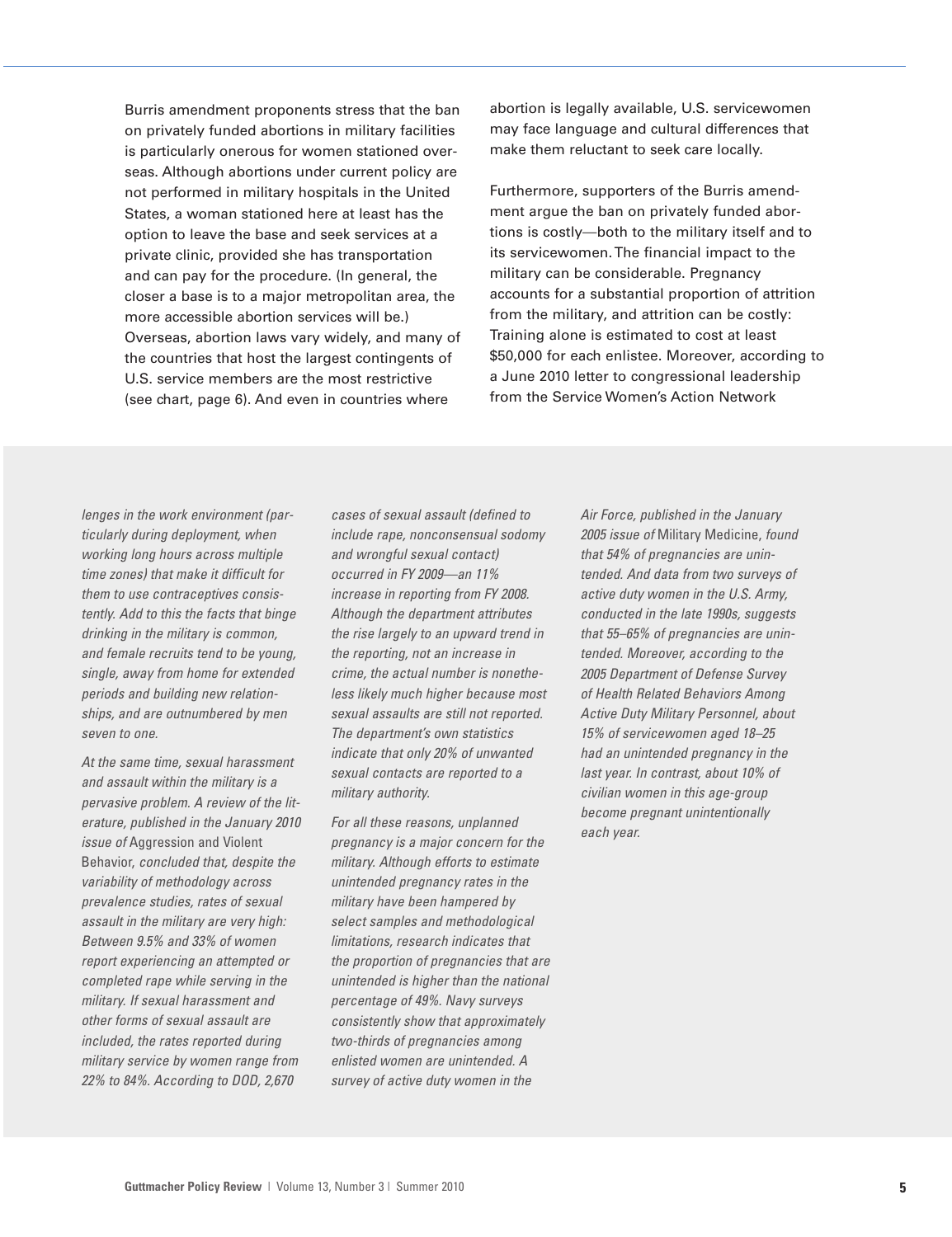Burris amendment proponents stress that the ban on privately funded abortions in military facilities is particularly onerous for women stationed overseas. Although abortions under current policy are not performed in military hospitals in the United States, a woman stationed here at least has the option to leave the base and seek services at a private clinic, provided she has transportation and can pay for the procedure. (In general, the closer a base is to a major metropolitan area, the more accessible abortion services will be.) Overseas, abortion laws vary widely, and many of the countries that host the largest contingents of U.S. service members are the most restrictive (see chart, page 6). And even in countries where abortion is legally available, U.S. servicewomen may face language and cultural differences that make them reluctant to seek care locally.

Furthermore, supporters of the Burris amendment argue the ban on privately funded abortions is costly—both to the military itself and to its servicewomen. The financial impact to the military can be considerable. Pregnancy accounts for a substantial proportion of attrition from the military, and attrition can be costly: Training alone is estimated to cost at least $50,000 for each enlistee. Moreover, according to a June 2010 letter to congressional leadership from the Service Women's Action Network

*lenges in the work environment (particularly during deployment, when working long hours across multiple time zones) that make it difficult for them to use contraceptives consistently. Add to this the facts that binge drinking in the military is common, and female recruits tend to be young, single, away from home for extended periods and building new relationships, and are outnumbered by men seven to one.*

*At the same time, sexual harassment and assault within the military is a pervasive problem. A review of the literature, published in the January 2010 issue of* Aggression and Violent Behavior, *concluded that, despite the variability of methodology across prevalence studies, rates of sexual assault in the military are very high: Between 9.5% and 33% of women report experiencing an attempted or completed rape while serving in the military. If sexual harassment and other forms of sexual assault are included, the rates reported during military service by women range from 22% to 84%. According to DOD, 2,670 cases of sexual assault (defined to include rape, nonconsensual sodomy and wrongful sexual contact) occurred in FY 2009—an 11% increase in reporting from FY 2008. Although the department attributes the rise largely to an upward trend in the reporting, not an increase in crime, the actual number is nonetheless likely much higher because most sexual assaults are still not reported. The department's own statistics indicate that only 20% of unwanted sexual contacts are reported to a military authority.*

*For all these reasons, unplanned pregnancy is a major concern for the military. Although efforts to estimate unintended pregnancy rates in the military have been hampered by select samples and methodological limitations, research indicates that the proportion of pregnancies that are unintended is higher than the national percentage of 49%. Navy surveys consistently show that approximately two-thirds of pregnancies among enlisted women are unintended. A survey of active duty women in the Air Force, published in the January 2005 issue of* Military Medicine, *found that 54% of pregnancies are unintended. And data from two surveys of active duty women in the U.S. Army, conducted in the late 1990s, suggests that 55–65% of pregnancies are unintended. Moreover, according to the 2005 Department of Defense Survey of Health Related Behaviors Among Active Duty Military Personnel, about 15% of servicewomen aged 18–25 had an unintended pregnancy in the last year. In contrast, about 10% of civilian women in this age-group become pregnant unintentionally each year.*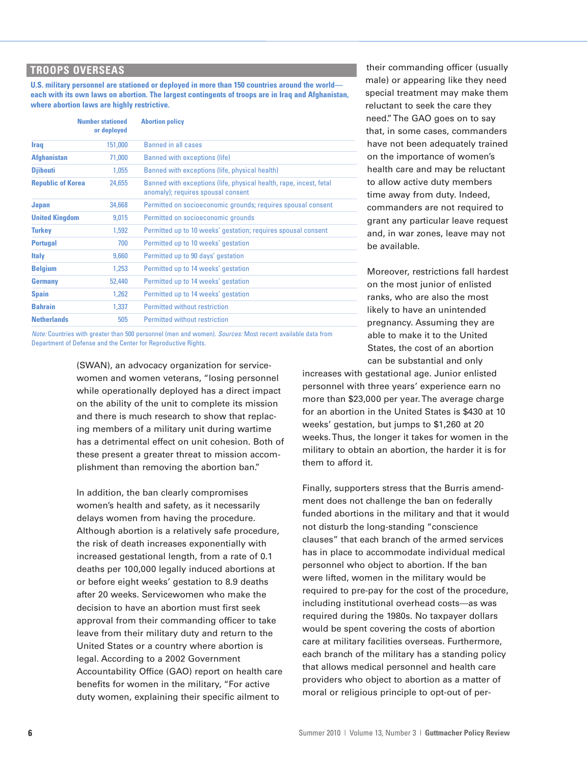## TROOPS OVERSEAS

**U.S. military personnel are stationed or deployed in more than 150 countries around the world—each with its own laws on abortion. The largest contingents of troops are in Iraq and Afghanistan, where abortion laws are highly restrictive.**

| | Number stationed or deployed | Abortion policy |
|---|---|---|
| Iraq | 151,000 | Banned in all cases |
| Afghanistan | 71,000 | Banned with exceptions (life) |
| Djibouti | 1,055 | Banned with exceptions (life, physical health) |
| Republic of Korea | 24,655 | Banned with exceptions (life, physical health, rape, incest, fetal anomaly); requires spousal consent |
| Japan | 34,668 | Permitted on socioeconomic grounds; requires spousal consent |
| United Kingdom | 9,015 | Permitted on socioeconomic grounds |
| Turkey | 1,592 | Permitted up to 10 weeks' gestation; requires spousal consent |
| Portugal | 700 | Permitted up to 10 weeks' gestation |
| Italy | 9,660 | Permitted up to 90 days' gestation |
| Belgium | 1,253 | Permitted up to 14 weeks' gestation |
| Germany | 52,440 | Permitted up to 14 weeks' gestation |
| Spain | 1,262 | Permitted up to 14 weeks' gestation |
| Bahrain | 1,337 | Permitted without restriction |
| Netherlands | 505 | Permitted without restriction |

*Note:* Countries with greater than 500 personnel (men and women). *Sources:* Most recent available data from Department of Defense and the Center for Reproductive Rights.

(SWAN), an advocacy organization for servicewomen and women veterans, "losing personnel while operationally deployed has a direct impact on the ability of the unit to complete its mission and there is much research to show that replacing members of a military unit during wartime has a detrimental effect on unit cohesion. Both of these present a greater threat to mission accomplishment than removing the abortion ban."

In addition, the ban clearly compromises women's health and safety, as it necessarily delays women from having the procedure. Although abortion is a relatively safe procedure, the risk of death increases exponentially with increased gestational length, from a rate of 0.1 deaths per 100,000 legally induced abortions at or before eight weeks' gestation to 8.9 deaths after 20 weeks. Servicewomen who make the decision to have an abortion must first seek approval from their commanding officer to take leave from their military duty and return to the United States or a country where abortion is legal. According to a 2002 Government Accountability Office (GAO) report on health care benefits for women in the military, "For active duty women, explaining their specific ailment to their commanding officer (usually male) or appearing like they need special treatment may make them reluctant to seek the care they need." The GAO goes on to say that, in some cases, commanders have not been adequately trained on the importance of women's health care and may be reluctant to allow active duty members time away from duty. Indeed, commanders are not required to grant any particular leave request and, in war zones, leave may not be available.

Moreover, restrictions fall hardest on the most junior of enlisted ranks, who are also the most likely to have an unintended pregnancy. Assuming they are able to make it to the United States, the cost of an abortion can be substantial and only increases with gestational age. Junior enlisted personnel with three years' experience earn no more than $23,000 per year. The average charge for an abortion in the United States is $430 at 10 weeks' gestation, but jumps to $1,260 at 20 weeks. Thus, the longer it takes for women in the military to obtain an abortion, the harder it is for them to afford it.

Finally, supporters stress that the Burris amendment does not challenge the ban on federally funded abortions in the military and that it would not disturb the long-standing "conscience clauses" that each branch of the armed services has in place to accommodate individual medical personnel who object to abortion. If the ban were lifted, women in the military would be required to pre-pay for the cost of the procedure, including institutional overhead costs—as was required during the 1980s. No taxpayer dollars would be spent covering the costs of abortion care at military facilities overseas. Furthermore, each branch of the military has a standing policy that allows medical personnel and health care providers who object to abortion as a matter of moral or religious principle to opt-out of per-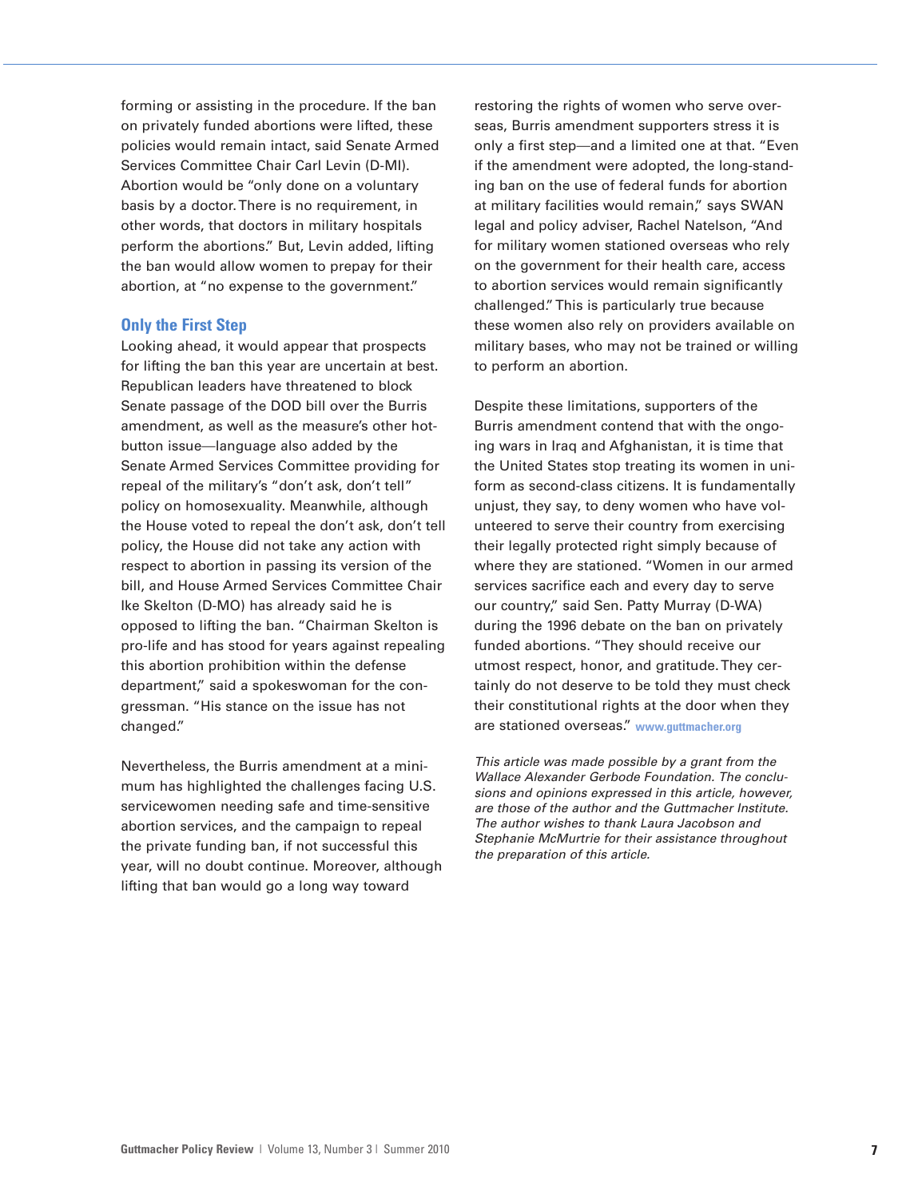forming or assisting in the procedure. If the ban on privately funded abortions were lifted, these policies would remain intact, said Senate Armed Services Committee Chair Carl Levin (D-MI). Abortion would be "only done on a voluntary basis by a doctor. There is no requirement, in other words, that doctors in military hospitals perform the abortions." But, Levin added, lifting the ban would allow women to prepay for their abortion, at "no expense to the government."

## Only the First Step

Looking ahead, it would appear that prospects for lifting the ban this year are uncertain at best. Republican leaders have threatened to block Senate passage of the DOD bill over the Burris amendment, as well as the measure's other hot-button issue—language also added by the Senate Armed Services Committee providing for repeal of the military's "don't ask, don't tell" policy on homosexuality. Meanwhile, although the House voted to repeal the don't ask, don't tell policy, the House did not take any action with respect to abortion in passing its version of the bill, and House Armed Services Committee Chair Ike Skelton (D-MO) has already said he is opposed to lifting the ban. "Chairman Skelton is pro-life and has stood for years against repealing this abortion prohibition within the defense department," said a spokeswoman for the congressman. "His stance on the issue has not changed."

Nevertheless, the Burris amendment at a minimum has highlighted the challenges facing U.S. servicewomen needing safe and time-sensitive abortion services, and the campaign to repeal the private funding ban, if not successful this year, will no doubt continue. Moreover, although lifting that ban would go a long way toward restoring the rights of women who serve overseas, Burris amendment supporters stress it is only a first step—and a limited one at that. "Even if the amendment were adopted, the long-standing ban on the use of federal funds for abortion at military facilities would remain," says SWAN legal and policy adviser, Rachel Natelson, "And for military women stationed overseas who rely on the government for their health care, access to abortion services would remain significantly challenged." This is particularly true because these women also rely on providers available on military bases, who may not be trained or willing to perform an abortion.

Despite these limitations, supporters of the Burris amendment contend that with the ongoing wars in Iraq and Afghanistan, it is time that the United States stop treating its women in uniform as second-class citizens. It is fundamentally unjust, they say, to deny women who have volunteered to serve their country from exercising their legally protected right simply because of where they are stationed. "Women in our armed services sacrifice each and every day to serve our country," said Sen. Patty Murray (D-WA) during the 1996 debate on the ban on privately funded abortions. "They should receive our utmost respect, honor, and gratitude. They certainly do not deserve to be told they must check their constitutional rights at the door when they are stationed overseas." **www.guttmacher.org**

*This article was made possible by a grant from the Wallace Alexander Gerbode Foundation. The conclusions and opinions expressed in this article, however, are those of the author and the Guttmacher Institute. The author wishes to thank Laura Jacobson and Stephanie McMurtrie for their assistance throughout the preparation of this article.*